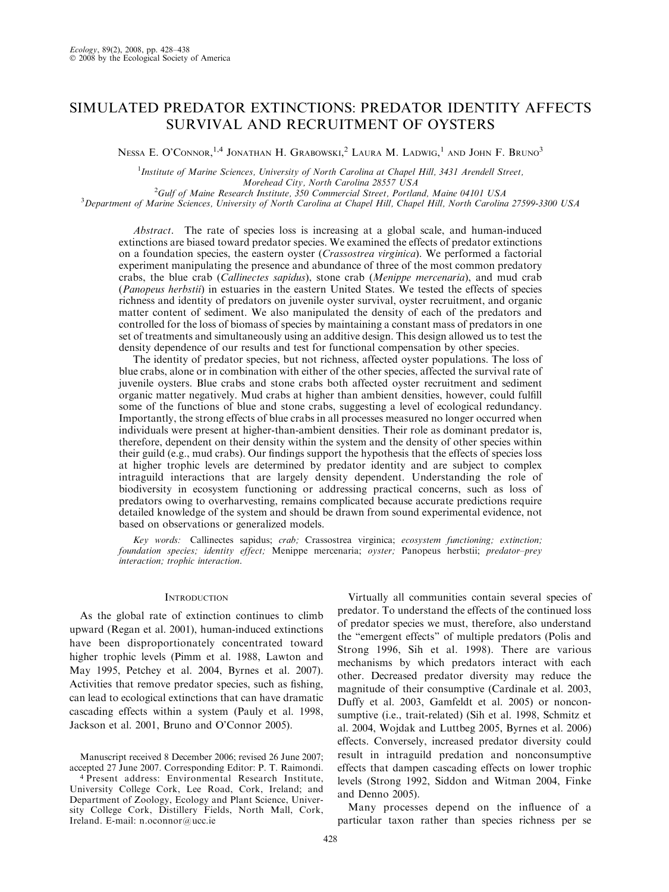# SIMULATED PREDATOR EXTINCTIONS: PREDATOR IDENTITY AFFECTS SURVIVAL AND RECRUITMENT OF OYSTERS

Nessa E. O'Connor,[1,4] Jonathan H. Grabowski,[2] Laura M. Ladwig,[1] and John F. Bruno[3]

[1]Institute of Marine Sciences, University of North Carolina at Chapel Hill, 3431 Arendell Street, Morehead City, North Carolina 28557 USA

[2]Gulf of Maine Research Institute, 350 Commercial Street, Portland, Maine 04101 USA

[3]Department of Marine Sciences, University of North Carolina at Chapel Hill, Chapel Hill, North Carolina 27599-3300 USA

*Abstract*. The rate of species loss is increasing at a global scale, and human-induced extinctions are biased toward predator species. We examined the effects of predator extinctions on a foundation species, the eastern oyster (*Crassostrea virginica*). We performed a factorial experiment manipulating the presence and abundance of three of the most common predatory crabs, the blue crab (*Callinectes sapidus*), stone crab (*Menippe mercenaria*), and mud crab (*Panopeus herbstii*) in estuaries in the eastern United States. We tested the effects of species richness and identity of predators on juvenile oyster survival, oyster recruitment, and organic matter content of sediment. We also manipulated the density of each of the predators and controlled for the loss of biomass of species by maintaining a constant mass of predators in one set of treatments and simultaneously using an additive design. This design allowed us to test the density dependence of our results and test for functional compensation by other species.

The identity of predator species, but not richness, affected oyster populations. The loss of blue crabs, alone or in combination with either of the other species, affected the survival rate of juvenile oysters. Blue crabs and stone crabs both affected oyster recruitment and sediment organic matter negatively. Mud crabs at higher than ambient densities, however, could fulfill some of the functions of blue and stone crabs, suggesting a level of ecological redundancy. Importantly, the strong effects of blue crabs in all processes measured no longer occurred when individuals were present at higher-than-ambient densities. Their role as dominant predator is, therefore, dependent on their density within the system and the density of other species within their guild (e.g., mud crabs). Our findings support the hypothesis that the effects of species loss at higher trophic levels are determined by predator identity and are subject to complex intraguild interactions that are largely density dependent. Understanding the role of biodiversity in ecosystem functioning or addressing practical concerns, such as loss of predators owing to overharvesting, remains complicated because accurate predictions require detailed knowledge of the system and should be drawn from sound experimental evidence, not based on observations or generalized models.

*Key words:* Callinectes sapidus; *crab;* Crassostrea virginica; *ecosystem functioning; extinction; foundation species; identity effect;* Menippe mercenaria; *oyster;* Panopeus herbstii; *predator–prey interaction; trophic interaction.*

## Introduction

As the global rate of extinction continues to climb upward (Regan et al. 2001), human-induced extinctions have been disproportionately concentrated toward higher trophic levels (Pimm et al. 1988, Lawton and May 1995, Petchey et al. 2004, Byrnes et al. 2007). Activities that remove predator species, such as fishing, can lead to ecological extinctions that can have dramatic cascading effects within a system (Pauly et al. 1998, Jackson et al. 2001, Bruno and O'Connor 2005).

Virtually all communities contain several species of predator. To understand the effects of the continued loss of predator species we must, therefore, also understand the "emergent effects" of multiple predators (Polis and Strong 1996, Sih et al. 1998). There are various mechanisms by which predators interact with each other. Decreased predator diversity may reduce the magnitude of their consumptive (Cardinale et al. 2003, Duffy et al. 2003, Gamfeldt et al. 2005) or nonconsumptive (i.e., trait-related) (Sih et al. 1998, Schmitz et al. 2004, Wojdak and Luttbeg 2005, Byrnes et al. 2006) effects. Conversely, increased predator diversity could result in intraguild predation and nonconsumptive effects that dampen cascading effects on lower trophic levels (Strong 1992, Siddon and Witman 2004, Finke and Denno 2005).

Many processes depend on the influence of a particular taxon rather than species richness per se

Manuscript received 8 December 2006; revised 26 June 2007; accepted 27 June 2007. Corresponding Editor: P. T. Raimondi.

[4] Present address: Environmental Research Institute, University College Cork, Lee Road, Cork, Ireland; and Department of Zoology, Ecology and Plant Science, University College Cork, Distillery Fields, North Mall, Cork, Ireland. E-mail: n.oconnor@ucc.ie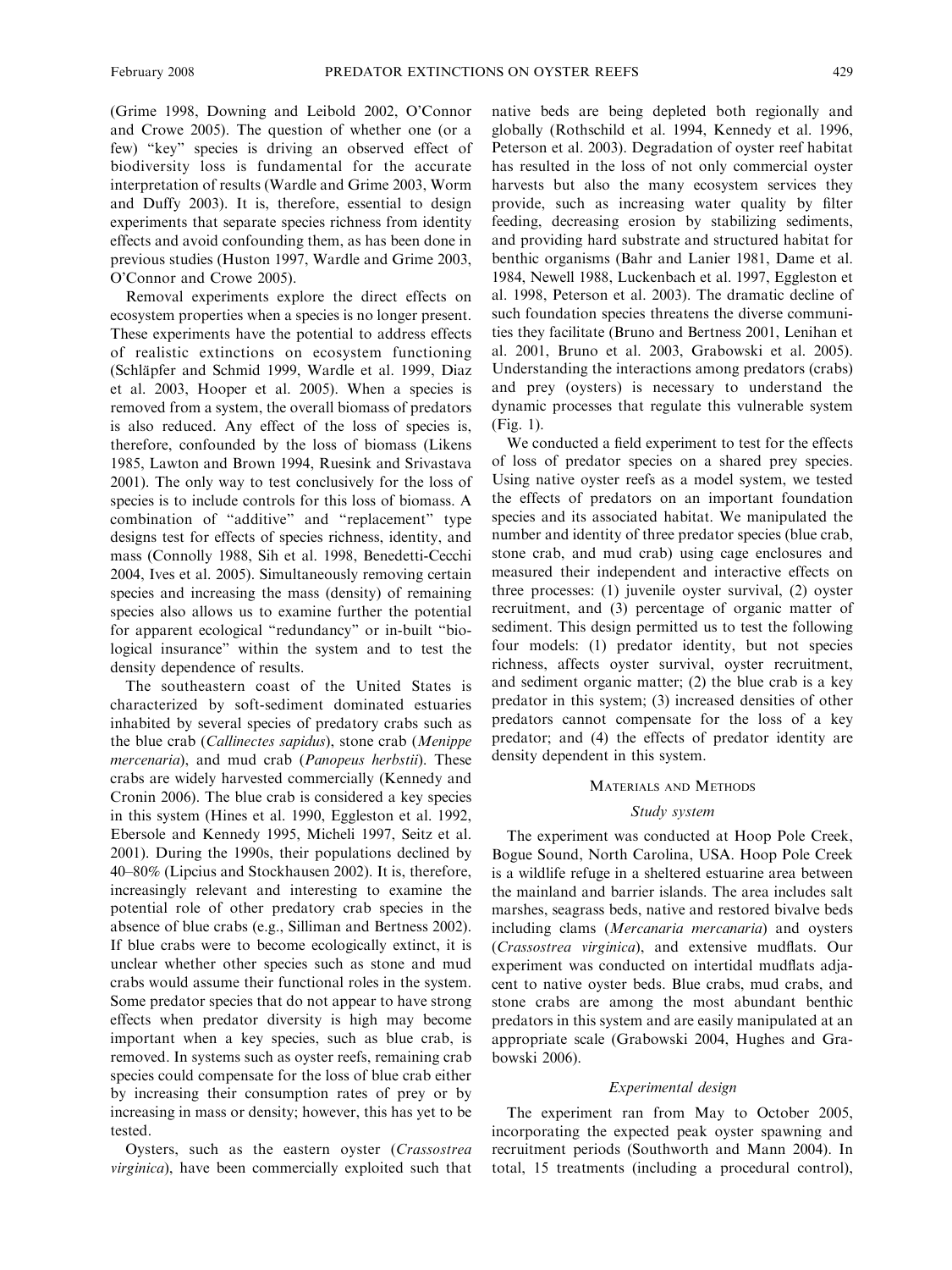(Grime 1998, Downing and Leibold 2002, O'Connor and Crowe 2005). The question of whether one (or a few) "key" species is driving an observed effect of biodiversity loss is fundamental for the accurate interpretation of results (Wardle and Grime 2003, Worm and Duffy 2003). It is, therefore, essential to design experiments that separate species richness from identity effects and avoid confounding them, as has been done in previous studies (Huston 1997, Wardle and Grime 2003, O'Connor and Crowe 2005).

Removal experiments explore the direct effects on ecosystem properties when a species is no longer present. These experiments have the potential to address effects of realistic extinctions on ecosystem functioning (Schläpfer and Schmid 1999, Wardle et al. 1999, Diaz et al. 2003, Hooper et al. 2005). When a species is removed from a system, the overall biomass of predators is also reduced. Any effect of the loss of species is, therefore, confounded by the loss of biomass (Likens 1985, Lawton and Brown 1994, Ruesink and Srivastava 2001). The only way to test conclusively for the loss of species is to include controls for this loss of biomass. A combination of "additive" and "replacement" type designs test for effects of species richness, identity, and mass (Connolly 1988, Sih et al. 1998, Benedetti-Cecchi 2004, Ives et al. 2005). Simultaneously removing certain species and increasing the mass (density) of remaining species also allows us to examine further the potential for apparent ecological "redundancy" or in-built "biological insurance" within the system and to test the density dependence of results.

The southeastern coast of the United States is characterized by soft-sediment dominated estuaries inhabited by several species of predatory crabs such as the blue crab (*Callinectes sapidus*), stone crab (*Menippe mercenaria*), and mud crab (*Panopeus herbstii*). These crabs are widely harvested commercially (Kennedy and Cronin 2006). The blue crab is considered a key species in this system (Hines et al. 1990, Eggleston et al. 1992, Ebersole and Kennedy 1995, Micheli 1997, Seitz et al. 2001). During the 1990s, their populations declined by 40–80% (Lipcius and Stockhausen 2002). It is, therefore, increasingly relevant and interesting to examine the potential role of other predatory crab species in the absence of blue crabs (e.g., Silliman and Bertness 2002). If blue crabs were to become ecologically extinct, it is unclear whether other species such as stone and mud crabs would assume their functional roles in the system. Some predator species that do not appear to have strong effects when predator diversity is high may become important when a key species, such as blue crab, is removed. In systems such as oyster reefs, remaining crab species could compensate for the loss of blue crab either by increasing their consumption rates of prey or by increasing in mass or density; however, this has yet to be tested.

Oysters, such as the eastern oyster (*Crassostrea virginica*), have been commercially exploited such that native beds are being depleted both regionally and globally (Rothschild et al. 1994, Kennedy et al. 1996, Peterson et al. 2003). Degradation of oyster reef habitat has resulted in the loss of not only commercial oyster harvests but also the many ecosystem services they provide, such as increasing water quality by filter feeding, decreasing erosion by stabilizing sediments, and providing hard substrate and structured habitat for benthic organisms (Bahr and Lanier 1981, Dame et al. 1984, Newell 1988, Luckenbach et al. 1997, Eggleston et al. 1998, Peterson et al. 2003). The dramatic decline of such foundation species threatens the diverse communities they facilitate (Bruno and Bertness 2001, Lenihan et al. 2001, Bruno et al. 2003, Grabowski et al. 2005). Understanding the interactions among predators (crabs) and prey (oysters) is necessary to understand the dynamic processes that regulate this vulnerable system (Fig. 1).

We conducted a field experiment to test for the effects of loss of predator species on a shared prey species. Using native oyster reefs as a model system, we tested the effects of predators on an important foundation species and its associated habitat. We manipulated the number and identity of three predator species (blue crab, stone crab, and mud crab) using cage enclosures and measured their independent and interactive effects on three processes: (1) juvenile oyster survival, (2) oyster recruitment, and (3) percentage of organic matter of sediment. This design permitted us to test the following four models: (1) predator identity, but not species richness, affects oyster survival, oyster recruitment, and sediment organic matter; (2) the blue crab is a key predator in this system; (3) increased densities of other predators cannot compensate for the loss of a key predator; and (4) the effects of predator identity are density dependent in this system.

## Materials and Methods

### Study system

The experiment was conducted at Hoop Pole Creek, Bogue Sound, North Carolina, USA. Hoop Pole Creek is a wildlife refuge in a sheltered estuarine area between the mainland and barrier islands. The area includes salt marshes, seagrass beds, native and restored bivalve beds including clams (*Mercanaria mercanaria*) and oysters (*Crassostrea virginica*), and extensive mudflats. Our experiment was conducted on intertidal mudflats adjacent to native oyster beds. Blue crabs, mud crabs, and stone crabs are among the most abundant benthic predators in this system and are easily manipulated at an appropriate scale (Grabowski 2004, Hughes and Grabowski 2006).

### Experimental design

The experiment ran from May to October 2005, incorporating the expected peak oyster spawning and recruitment periods (Southworth and Mann 2004). In total, 15 treatments (including a procedural control),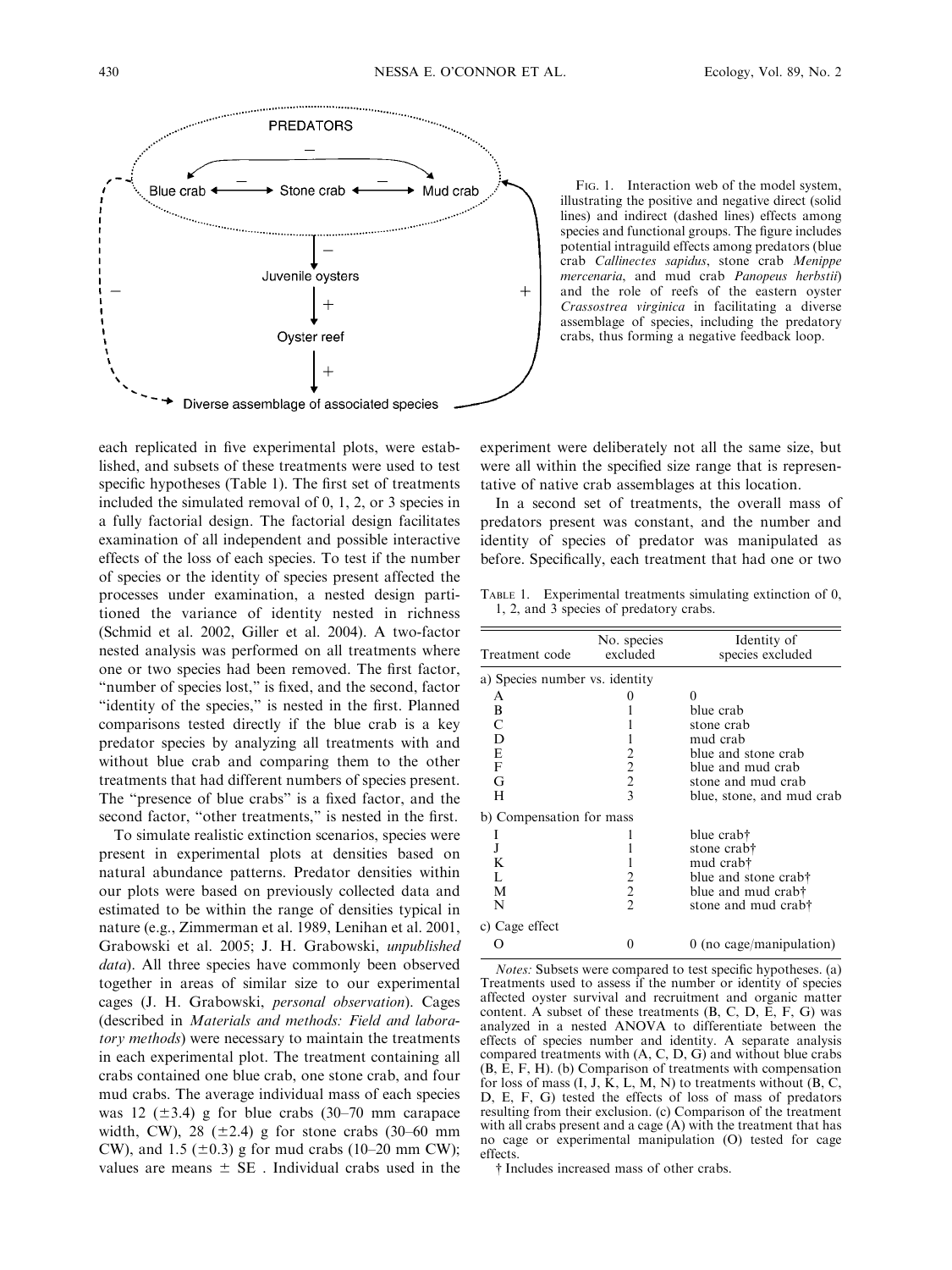FIG. 1. Interaction web of the model system, illustrating the positive and negative direct (solid lines) and indirect (dashed lines) effects among species and functional groups. The figure includes potential intraguild effects among predators (blue crab *Callinectes sapidus*, stone crab *Menippe mercenaria*, and mud crab *Panopeus herbstii*) and the role of reefs of the eastern oyster *Crassostrea virginica* in facilitating a diverse assemblage of species, including the predatory crabs, thus forming a negative feedback loop.

each replicated in five experimental plots, were established, and subsets of these treatments were used to test specific hypotheses (Table 1). The first set of treatments included the simulated removal of 0, 1, 2, or 3 species in a fully factorial design. The factorial design facilitates examination of all independent and possible interactive effects of the loss of each species. To test if the number of species or the identity of species present affected the processes under examination, a nested design partitioned the variance of identity nested in richness (Schmid et al. 2002, Giller et al. 2004). A two-factor nested analysis was performed on all treatments where one or two species had been removed. The first factor, "number of species lost," is fixed, and the second, factor "identity of the species," is nested in the first. Planned comparisons tested directly if the blue crab is a key predator species by analyzing all treatments with and without blue crab and comparing them to the other treatments that had different numbers of species present. The "presence of blue crabs" is a fixed factor, and the second factor, "other treatments," is nested in the first.

To simulate realistic extinction scenarios, species were present in experimental plots at densities based on natural abundance patterns. Predator densities within our plots were based on previously collected data and estimated to be within the range of densities typical in nature (e.g., Zimmerman et al. 1989, Lenihan et al. 2001, Grabowski et al. 2005; J. H. Grabowski, *unpublished data*). All three species have commonly been observed together in areas of similar size to our experimental cages (J. H. Grabowski, *personal observation*). Cages (described in *Materials and methods: Field and laboratory methods*) were necessary to maintain the treatments in each experimental plot. The treatment containing all crabs contained one blue crab, one stone crab, and four mud crabs. The average individual mass of each species was 12 ($\pm$3.4) g for blue crabs (30–70 mm carapace width, CW), 28 ($\pm$2.4) g for stone crabs (30–60 mm CW), and 1.5 ($\pm$0.3) g for mud crabs (10–20 mm CW); values are means $\pm$ SE . Individual crabs used in the experiment were deliberately not all the same size, but were all within the specified size range that is representative of native crab assemblages at this location.

In a second set of treatments, the overall mass of predators present was constant, and the number and identity of species of predator was manipulated as before. Specifically, each treatment that had one or two

TABLE 1. Experimental treatments simulating extinction of 0, 1, 2, and 3 species of predatory crabs.

| Treatment code | No. species excluded | Identity of species excluded |
|---|---|---|
| a) Species number vs. identity | | |
| A | 0 | 0 |
| B | 1 | blue crab |
| C | 1 | stone crab |
| D | 1 | mud crab |
| E | 2 | blue and stone crab |
| F | 2 | blue and mud crab |
| G | 2 | stone and mud crab |
| H | 3 | blue, stone, and mud crab |
| b) Compensation for mass | | |
| I | 1 | blue crab† |
| J | 1 | stone crab† |
| K | 1 | mud crab† |
| L | 2 | blue and stone crab† |
| M | 2 | blue and mud crab† |
| N | 2 | stone and mud crab† |
| c) Cage effect | | |
| O | 0 | 0 (no cage/manipulation) |

*Notes:* Subsets were compared to test specific hypotheses. (a) Treatments used to assess if the number or identity of species affected oyster survival and recruitment and organic matter content. A subset of these treatments (B, C, D, E, F, G) was analyzed in a nested ANOVA to differentiate between the effects of species number and identity. A separate analysis compared treatments with (A, C, D, G) and without blue crabs (B, E, F, H). (b) Comparison of treatments with compensation for loss of mass (I, J, K, L, M, N) to treatments without (B, C, D, E, F, G) tested the effects of loss of mass of predators resulting from their exclusion. (c) Comparison of the treatment with all crabs present and a cage (A) with the treatment that has no cage or experimental manipulation (O) tested for cage effects.

† Includes increased mass of other crabs.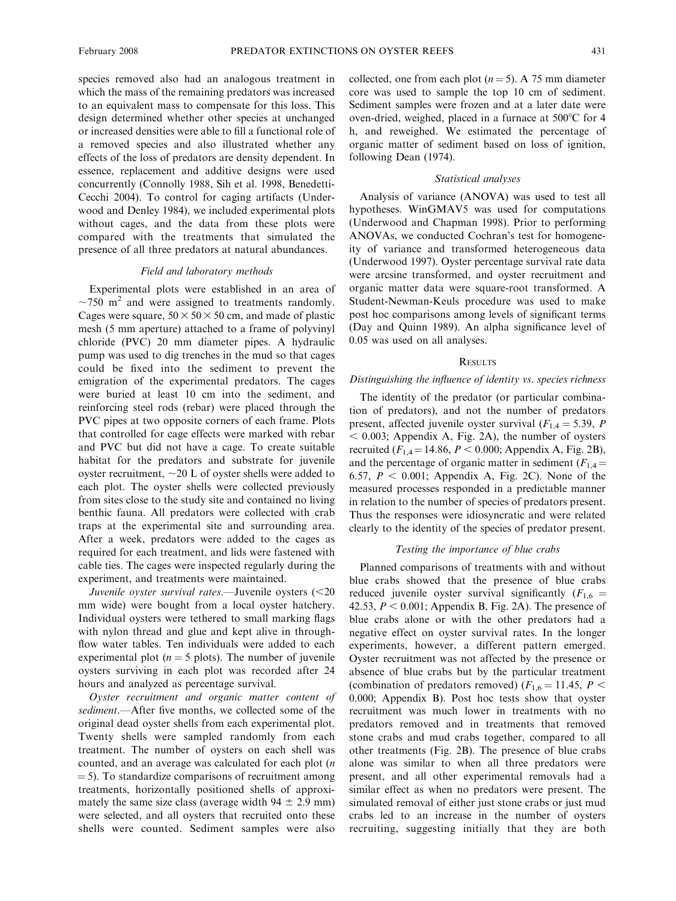species removed also had an analogous treatment in which the mass of the remaining predators was increased to an equivalent mass to compensate for this loss. This design determined whether other species at unchanged or increased densities were able to fill a functional role of a removed species and also illustrated whether any effects of the loss of predators are density dependent. In essence, replacement and additive designs were used concurrently (Connolly 1988, Sih et al. 1998, Benedetti-Cecchi 2004). To control for caging artifacts (Underwood and Denley 1984), we included experimental plots without cages, and the data from these plots were compared with the treatments that simulated the presence of all three predators at natural abundances.

### *Field and laboratory methods*

Experimental plots were established in an area of $\sim$750 m$^2$ and were assigned to treatments randomly. Cages were square, $50 \times 50 \times 50$ cm, and made of plastic mesh (5 mm aperture) attached to a frame of polyvinyl chloride (PVC) 20 mm diameter pipes. A hydraulic pump was used to dig trenches in the mud so that cages could be fixed into the sediment to prevent the emigration of the experimental predators. The cages were buried at least 10 cm into the sediment, and reinforcing steel rods (rebar) were placed through the PVC pipes at two opposite corners of each frame. Plots that controlled for cage effects were marked with rebar and PVC but did not have a cage. To create suitable habitat for the predators and substrate for juvenile oyster recruitment, $\sim$20 L of oyster shells were added to each plot. The oyster shells were collected previously from sites close to the study site and contained no living benthic fauna. All predators were collected with crab traps at the experimental site and surrounding area. After a week, predators were added to the cages as required for each treatment, and lids were fastened with cable ties. The cages were inspected regularly during the experiment, and treatments were maintained.

*Juvenile oyster survival rates.*—Juvenile oysters (<20 mm wide) were bought from a local oyster hatchery. Individual oysters were tethered to small marking flags with nylon thread and glue and kept alive in through-flow water tables. Ten individuals were added to each experimental plot ($n = 5$ plots). The number of juvenile oysters surviving in each plot was recorded after 24 hours and analyzed as percentage survival.

*Oyster recruitment and organic matter content of sediment.*—After five months, we collected some of the original dead oyster shells from each experimental plot. Twenty shells were sampled randomly from each treatment. The number of oysters on each shell was counted, and an average was calculated for each plot ($n = 5$). To standardize comparisons of recruitment among treatments, horizontally positioned shells of approximately the same size class (average width 94 $\pm$ 2.9 mm) were selected, and all oysters that recruited onto these shells were counted. Sediment samples were also collected, one from each plot ($n = 5$). A 75 mm diameter core was used to sample the top 10 cm of sediment. Sediment samples were frozen and at a later date were oven-dried, weighed, placed in a furnace at 500°C for 4 h, and reweighed. We estimated the percentage of organic matter of sediment based on loss of ignition, following Dean (1974).

### *Statistical analyses*

Analysis of variance (ANOVA) was used to test all hypotheses. WinGMAV5 was used for computations (Underwood and Chapman 1998). Prior to performing ANOVAs, we conducted Cochran's test for homogeneity of variance and transformed heterogeneous data (Underwood 1997). Oyster percentage survival rate data were arcsine transformed, and oyster recruitment and organic matter data were square-root transformed. A Student-Newman-Keuls procedure was used to make post hoc comparisons among levels of significant terms (Day and Quinn 1989). An alpha significance level of 0.05 was used on all analyses.

## RESULTS

### *Distinguishing the influence of identity vs. species richness*

The identity of the predator (or particular combination of predators), and not the number of predators present, affected juvenile oyster survival ($F_{1,4} = 5.39$, $P < 0.003$; Appendix A, Fig. 2A), the number of oysters recruited ($F_{1,4} = 14.86$, $P < 0.000$; Appendix A, Fig. 2B), and the percentage of organic matter in sediment ($F_{1,4} = 6.57$, $P < 0.001$; Appendix A, Fig. 2C). None of the measured processes responded in a predictable manner in relation to the number of species of predators present. Thus the responses were idiosyncratic and were related clearly to the identity of the species of predator present.

### *Testing the importance of blue crabs*

Planned comparisons of treatments with and without blue crabs showed that the presence of blue crabs reduced juvenile oyster survival significantly ($F_{1,6} = 42.53$, $P < 0.001$; Appendix B, Fig. 2A). The presence of blue crabs alone or with the other predators had a negative effect on oyster survival rates. In the longer experiments, however, a different pattern emerged. Oyster recruitment was not affected by the presence or absence of blue crabs but by the particular treatment (combination of predators removed) ($F_{1,6} = 11.45$, $P < 0.000$; Appendix B). Post hoc tests show that oyster recruitment was much lower in treatments with no predators removed and in treatments that removed stone crabs and mud crabs together, compared to all other treatments (Fig. 2B). The presence of blue crabs alone was similar to when all three predators were present, and all other experimental removals had a similar effect as when no predators were present. The simulated removal of either just stone crabs or just mud crabs led to an increase in the number of oysters recruiting, suggesting initially that they are both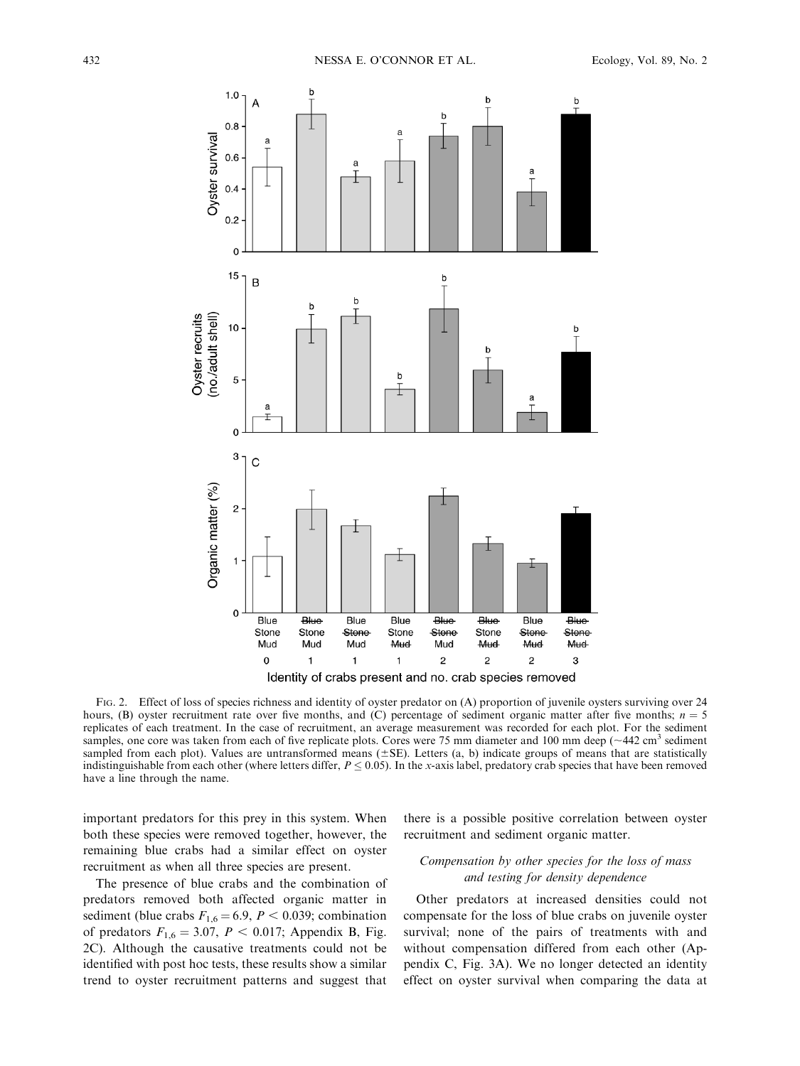FIG. 2. Effect of loss of species richness and identity of oyster predator on (A) proportion of juvenile oysters surviving over 24 hours, (B) oyster recruitment rate over five months, and (C) percentage of sediment organic matter after five months; $n = 5$ replicates of each treatment. In the case of recruitment, an average measurement was recorded for each plot. For the sediment samples, one core was taken from each of five replicate plots. Cores were 75 mm diameter and 100 mm deep (~442 $cm^3$ sediment sampled from each plot). Values are untransformed means (±SE). Letters (a, b) indicate groups of means that are statistically indistinguishable from each other (where letters differ, $P \leq 0.05$). In the x-axis label, predatory crab species that have been removed have a line through the name.

important predators for this prey in this system. When both these species were removed together, however, the remaining blue crabs had a similar effect on oyster recruitment as when all three species are present.

The presence of blue crabs and the combination of predators removed both affected organic matter in sediment (blue crabs $F_{1,6} = 6.9$, $P < 0.039$; combination of predators $F_{1,6} = 3.07$, $P < 0.017$; Appendix B, Fig. 2C). Although the causative treatments could not be identified with post hoc tests, these results show a similar trend to oyster recruitment patterns and suggest that there is a possible positive correlation between oyster recruitment and sediment organic matter.

### *Compensation by other species for the loss of mass and testing for density dependence*

Other predators at increased densities could not compensate for the loss of blue crabs on juvenile oyster survival; none of the pairs of treatments with and without compensation differed from each other (Appendix C, Fig. 3A). We no longer detected an identity effect on oyster survival when comparing the data at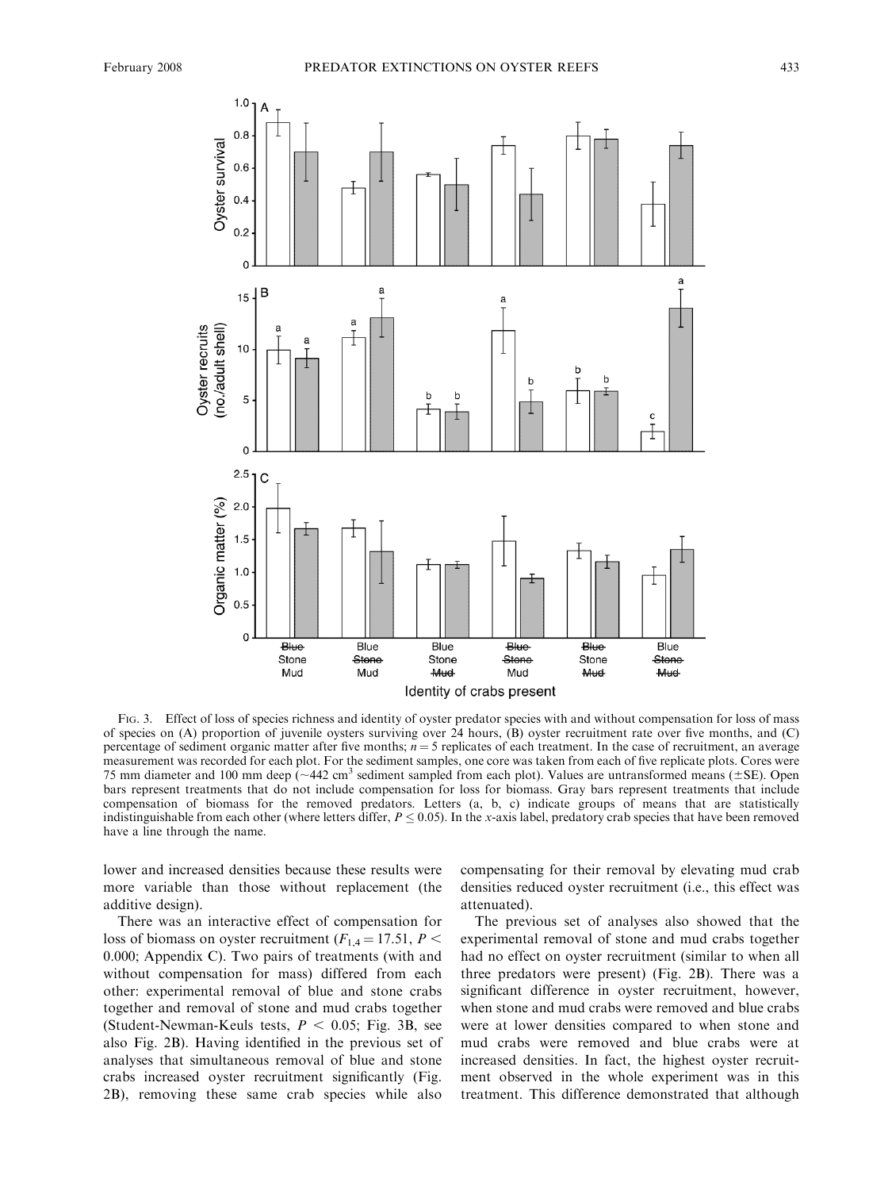FIG. 3. Effect of loss of species richness and identity of oyster predator species with and without compensation for loss of mass of species on (A) proportion of juvenile oysters surviving over 24 hours, (B) oyster recruitment rate over five months, and (C) percentage of sediment organic matter after five months; $n = 5$ replicates of each treatment. In the case of recruitment, an average measurement was recorded for each plot. For the sediment samples, one core was taken from each of five replicate plots. Cores were 75 mm diameter and 100 mm deep (~442 $cm^3$ sediment sampled from each plot). Values are untransformed means (±SE). Open bars represent treatments that do not include compensation for loss for biomass. Gray bars represent treatments that include compensation of biomass for the removed predators. Letters (a, b, c) indicate groups of means that are statistically indistinguishable from each other (where letters differ, $P \leq 0.05$). In the *x*-axis label, predatory crab species that have been removed have a line through the name.

lower and increased densities because these results were more variable than those without replacement (the additive design).

There was an interactive effect of compensation for loss of biomass on oyster recruitment ($F_{1,4} = 17.51$, $P < 0.000$; Appendix C). Two pairs of treatments (with and without compensation for mass) differed from each other: experimental removal of blue and stone crabs together and removal of stone and mud crabs together (Student-Newman-Keuls tests, $P < 0.05$; Fig. 3B, see also Fig. 2B). Having identified in the previous set of analyses that simultaneous removal of blue and stone crabs increased oyster recruitment significantly (Fig. 2B), removing these same crab species while also compensating for their removal by elevating mud crab densities reduced oyster recruitment (i.e., this effect was attenuated).

The previous set of analyses also showed that the experimental removal of stone and mud crabs together had no effect on oyster recruitment (similar to when all three predators were present) (Fig. 2B). There was a significant difference in oyster recruitment, however, when stone and mud crabs were removed and blue crabs were at lower densities compared to when stone and mud crabs were removed and blue crabs were at increased densities. In fact, the highest oyster recruitment observed in the whole experiment was in this treatment. This difference demonstrated that although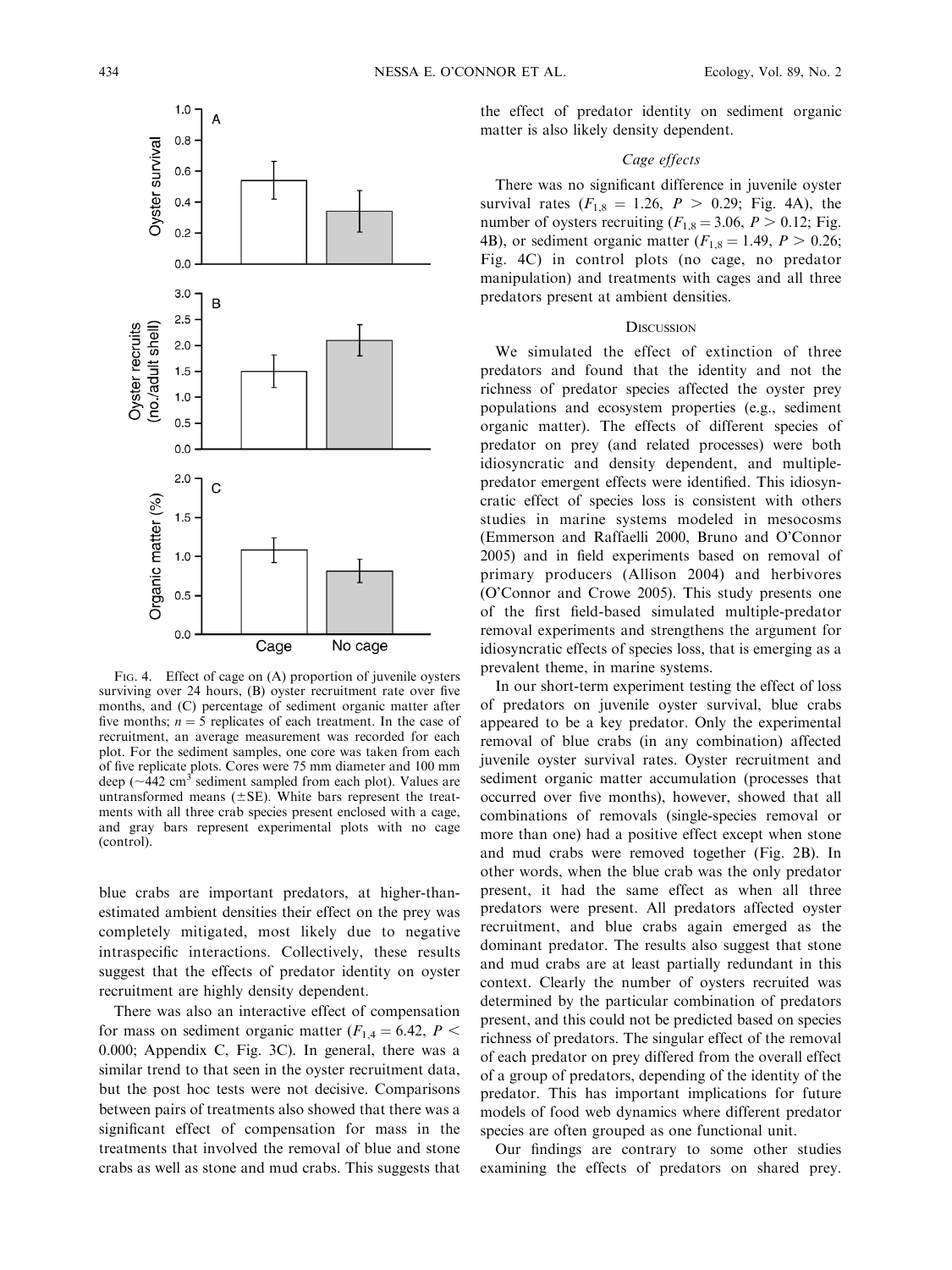FIG. 4. Effect of cage on (A) proportion of juvenile oysters surviving over 24 hours, (B) oyster recruitment rate over five months, and (C) percentage of sediment organic matter after five months; $n = 5$ replicates of each treatment. In the case of recruitment, an average measurement was recorded for each plot. For the sediment samples, one core was taken from each of five replicate plots. Cores were 75 mm diameter and 100 mm deep (~442 $cm^3$ sediment sampled from each plot). Values are untransformed means (±SE). White bars represent the treatments with all three crab species present enclosed with a cage, and gray bars represent experimental plots with no cage (control).

blue crabs are important predators, at higher-than-estimated ambient densities their effect on the prey was completely mitigated, most likely due to negative intraspecific interactions. Collectively, these results suggest that the effects of predator identity on oyster recruitment are highly density dependent.

There was also an interactive effect of compensation for mass on sediment organic matter ($F_{1,4} = 6.42$, $P < 0.000$; Appendix C, Fig. 3C). In general, there was a similar trend to that seen in the oyster recruitment data, but the post hoc tests were not decisive. Comparisons between pairs of treatments also showed that there was a significant effect of compensation for mass in the treatments that involved the removal of blue and stone crabs as well as stone and mud crabs. This suggests that the effect of predator identity on sediment organic matter is also likely density dependent.

### *Cage effects*

There was no significant difference in juvenile oyster survival rates ($F_{1,8} = 1.26$, $P > 0.29$; Fig. 4A), the number of oysters recruiting ($F_{1,8} = 3.06$, $P > 0.12$; Fig. 4B), or sediment organic matter ($F_{1,8} = 1.49$, $P > 0.26$; Fig. 4C) in control plots (no cage, no predator manipulation) and treatments with cages and all three predators present at ambient densities.

## DISCUSSION

We simulated the effect of extinction of three predators and found that the identity and not the richness of predator species affected the oyster prey populations and ecosystem properties (e.g., sediment organic matter). The effects of different species of predator on prey (and related processes) were both idiosyncratic and density dependent, and multiple-predator emergent effects were identified. This idiosyncratic effect of species loss is consistent with others studies in marine systems modeled in mesocosms (Emmerson and Raffaelli 2000, Bruno and O'Connor 2005) and in field experiments based on removal of primary producers (Allison 2004) and herbivores (O'Connor and Crowe 2005). This study presents one of the first field-based simulated multiple-predator removal experiments and strengthens the argument for idiosyncratic effects of species loss, that is emerging as a prevalent theme, in marine systems.

In our short-term experiment testing the effect of loss of predators on juvenile oyster survival, blue crabs appeared to be a key predator. Only the experimental removal of blue crabs (in any combination) affected juvenile oyster survival rates. Oyster recruitment and sediment organic matter accumulation (processes that occurred over five months), however, showed that all combinations of removals (single-species removal or more than one) had a positive effect except when stone and mud crabs were removed together (Fig. 2B). In other words, when the blue crab was the only predator present, it had the same effect as when all three predators were present. All predators affected oyster recruitment, and blue crabs again emerged as the dominant predator. The results also suggest that stone and mud crabs are at least partially redundant in this context. Clearly the number of oysters recruited was determined by the particular combination of predators present, and this could not be predicted based on species richness of predators. The singular effect of the removal of each predator on prey differed from the overall effect of a group of predators, depending of the identity of the predator. This has important implications for future models of food web dynamics where different predator species are often grouped as one functional unit.

Our findings are contrary to some other studies examining the effects of predators on shared prey.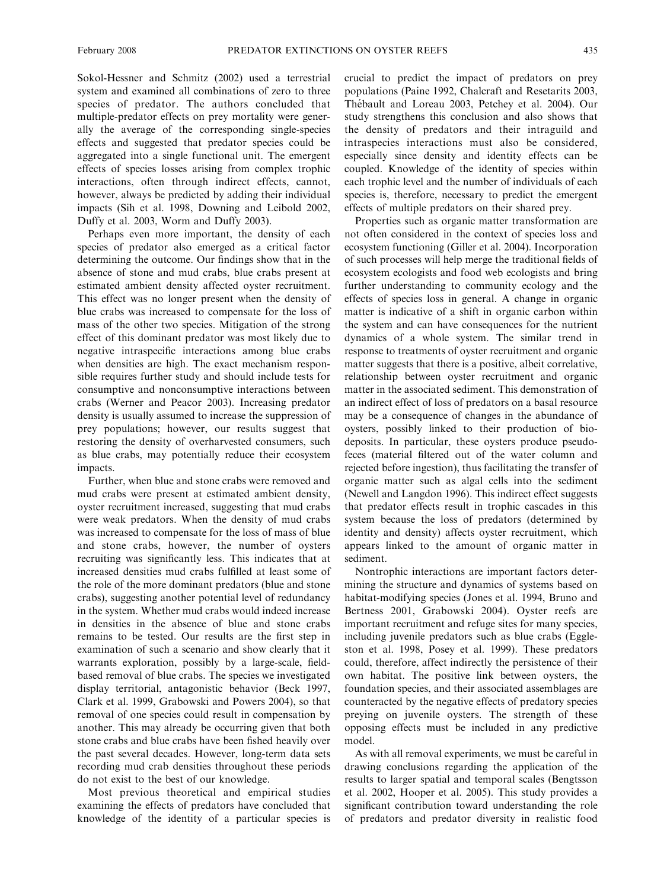Sokol-Hessner and Schmitz (2002) used a terrestrial system and examined all combinations of zero to three species of predator. The authors concluded that multiple-predator effects on prey mortality were generally the average of the corresponding single-species effects and suggested that predator species could be aggregated into a single functional unit. The emergent effects of species losses arising from complex trophic interactions, often through indirect effects, cannot, however, always be predicted by adding their individual impacts (Sih et al. 1998, Downing and Leibold 2002, Duffy et al. 2003, Worm and Duffy 2003).

Perhaps even more important, the density of each species of predator also emerged as a critical factor determining the outcome. Our findings show that in the absence of stone and mud crabs, blue crabs present at estimated ambient density affected oyster recruitment. This effect was no longer present when the density of blue crabs was increased to compensate for the loss of mass of the other two species. Mitigation of the strong effect of this dominant predator was most likely due to negative intraspecific interactions among blue crabs when densities are high. The exact mechanism responsible requires further study and should include tests for consumptive and nonconsumptive interactions between crabs (Werner and Peacor 2003). Increasing predator density is usually assumed to increase the suppression of prey populations; however, our results suggest that restoring the density of overharvested consumers, such as blue crabs, may potentially reduce their ecosystem impacts.

Further, when blue and stone crabs were removed and mud crabs were present at estimated ambient density, oyster recruitment increased, suggesting that mud crabs were weak predators. When the density of mud crabs was increased to compensate for the loss of mass of blue and stone crabs, however, the number of oysters recruiting was significantly less. This indicates that at increased densities mud crabs fulfilled at least some of the role of the more dominant predators (blue and stone crabs), suggesting another potential level of redundancy in the system. Whether mud crabs would indeed increase in densities in the absence of blue and stone crabs remains to be tested. Our results are the first step in examination of such a scenario and show clearly that it warrants exploration, possibly by a large-scale, field-based removal of blue crabs. The species we investigated display territorial, antagonistic behavior (Beck 1997, Clark et al. 1999, Grabowski and Powers 2004), so that removal of one species could result in compensation by another. This may already be occurring given that both stone crabs and blue crabs have been fished heavily over the past several decades. However, long-term data sets recording mud crab densities throughout these periods do not exist to the best of our knowledge.

Most previous theoretical and empirical studies examining the effects of predators have concluded that knowledge of the identity of a particular species is crucial to predict the impact of predators on prey populations (Paine 1992, Chalcraft and Resetarits 2003, Thébault and Loreau 2003, Petchey et al. 2004). Our study strengthens this conclusion and also shows that the density of predators and their intraguild and intraspecies interactions must also be considered, especially since density and identity effects can be coupled. Knowledge of the identity of species within each trophic level and the number of individuals of each species is, therefore, necessary to predict the emergent effects of multiple predators on their shared prey.

Properties such as organic matter transformation are not often considered in the context of species loss and ecosystem functioning (Giller et al. 2004). Incorporation of such processes will help merge the traditional fields of ecosystem ecologists and food web ecologists and bring further understanding to community ecology and the effects of species loss in general. A change in organic matter is indicative of a shift in organic carbon within the system and can have consequences for the nutrient dynamics of a whole system. The similar trend in response to treatments of oyster recruitment and organic matter suggests that there is a positive, albeit correlative, relationship between oyster recruitment and organic matter in the associated sediment. This demonstration of an indirect effect of loss of predators on a basal resource may be a consequence of changes in the abundance of oysters, possibly linked to their production of biodeposits. In particular, these oysters produce pseudofeces (material filtered out of the water column and rejected before ingestion), thus facilitating the transfer of organic matter such as algal cells into the sediment (Newell and Langdon 1996). This indirect effect suggests that predator effects result in trophic cascades in this system because the loss of predators (determined by identity and density) affects oyster recruitment, which appears linked to the amount of organic matter in sediment.

Nontrophic interactions are important factors determining the structure and dynamics of systems based on habitat-modifying species (Jones et al. 1994, Bruno and Bertness 2001, Grabowski 2004). Oyster reefs are important recruitment and refuge sites for many species, including juvenile predators such as blue crabs (Eggleston et al. 1998, Posey et al. 1999). These predators could, therefore, affect indirectly the persistence of their own habitat. The positive link between oysters, the foundation species, and their associated assemblages are counteracted by the negative effects of predatory species preying on juvenile oysters. The strength of these opposing effects must be included in any predictive model.

As with all removal experiments, we must be careful in drawing conclusions regarding the application of the results to larger spatial and temporal scales (Bengtsson et al. 2002, Hooper et al. 2005). This study provides a significant contribution toward understanding the role of predators and predator diversity in realistic food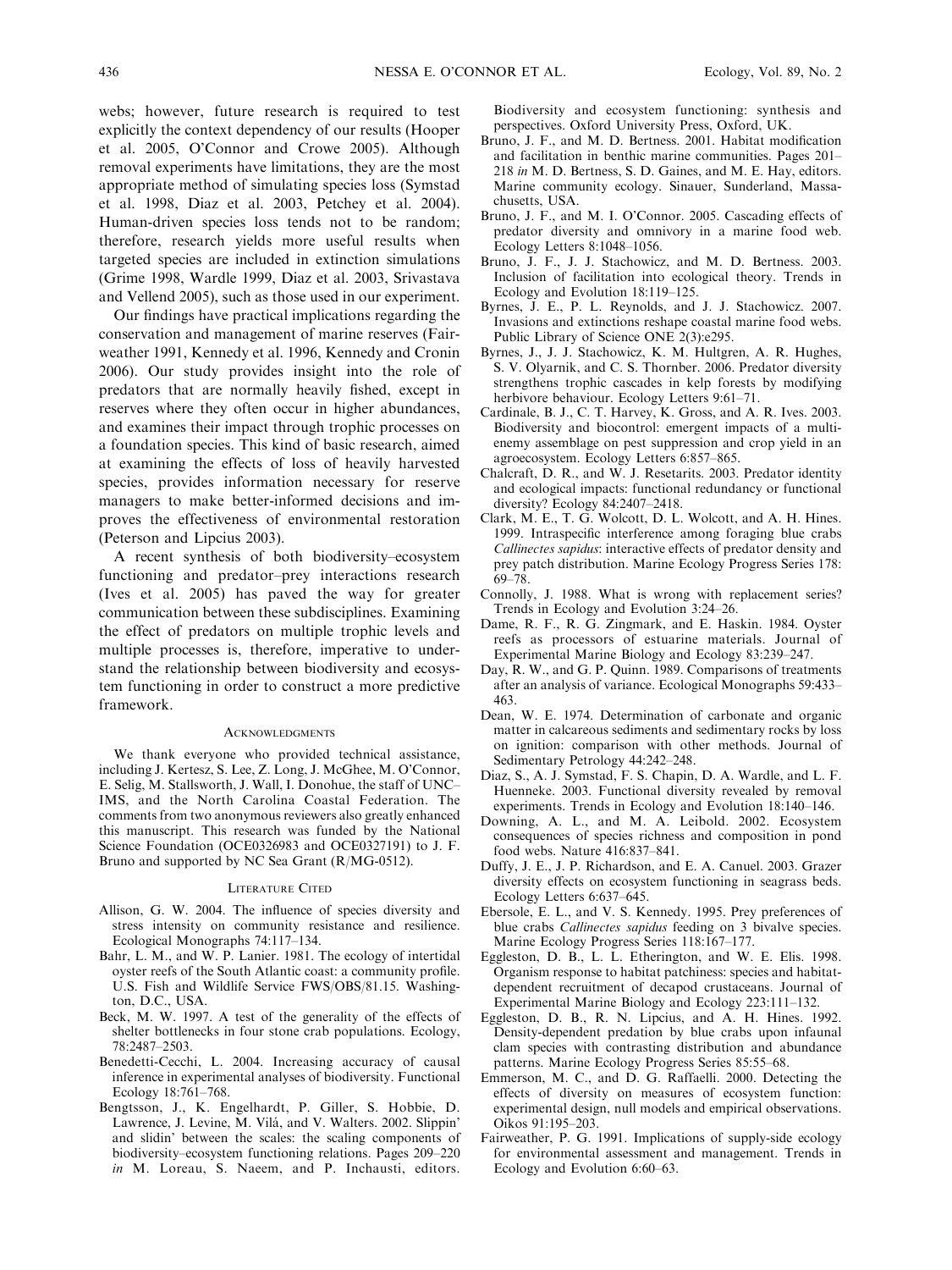webs; however, future research is required to test explicitly the context dependency of our results (Hooper et al. 2005, O'Connor and Crowe 2005). Although removal experiments have limitations, they are the most appropriate method of simulating species loss (Symstad et al. 1998, Diaz et al. 2003, Petchey et al. 2004). Human-driven species loss tends not to be random; therefore, research yields more useful results when targeted species are included in extinction simulations (Grime 1998, Wardle 1999, Diaz et al. 2003, Srivastava and Vellend 2005), such as those used in our experiment.

Our findings have practical implications regarding the conservation and management of marine reserves (Fairweather 1991, Kennedy et al. 1996, Kennedy and Cronin 2006). Our study provides insight into the role of predators that are normally heavily fished, except in reserves where they often occur in higher abundances, and examines their impact through trophic processes on a foundation species. This kind of basic research, aimed at examining the effects of loss of heavily harvested species, provides information necessary for reserve managers to make better-informed decisions and improves the effectiveness of environmental restoration (Peterson and Lipcius 2003).

A recent synthesis of both biodiversity–ecosystem functioning and predator–prey interactions research (Ives et al. 2005) has paved the way for greater communication between these subdisciplines. Examining the effect of predators on multiple trophic levels and multiple processes is, therefore, imperative to understand the relationship between biodiversity and ecosystem functioning in order to construct a more predictive framework.

## Acknowledgments

We thank everyone who provided technical assistance, including J. Kertesz, S. Lee, Z. Long, J. McGhee, M. O'Connor, E. Selig, M. Stallsworth, J. Wall, I. Donohue, the staff of UNC–IMS, and the North Carolina Coastal Federation. The comments from two anonymous reviewers also greatly enhanced this manuscript. This research was funded by the National Science Foundation (OCE0326983 and OCE0327191) to J. F. Bruno and supported by NC Sea Grant (R/MG-0512).

## Literature Cited

Allison, G. W. 2004. The influence of species diversity and stress intensity on community resistance and resilience. Ecological Monographs 74:117–134.

Bahr, L. M., and W. P. Lanier. 1981. The ecology of intertidal oyster reefs of the South Atlantic coast: a community profile. U.S. Fish and Wildlife Service FWS/OBS/81.15. Washington, D.C., USA.

Beck, M. W. 1997. A test of the generality of the effects of shelter bottlenecks in four stone crab populations. Ecology, 78:2487–2503.

Benedetti-Cecchi, L. 2004. Increasing accuracy of causal inference in experimental analyses of biodiversity. Functional Ecology 18:761–768.

Bengtsson, J., K. Engelhardt, P. Giller, S. Hobbie, D. Lawrence, J. Levine, M. Vilá, and V. Walters. 2002. Slippin' and slidin' between the scales: the scaling components of biodiversity–ecosystem functioning relations. Pages 209–220 *in* M. Loreau, S. Naeem, and P. Inchausti, editors. Biodiversity and ecosystem functioning: synthesis and perspectives. Oxford University Press, Oxford, UK.

Bruno, J. F., and M. D. Bertness. 2001. Habitat modification and facilitation in benthic marine communities. Pages 201–218 *in* M. D. Bertness, S. D. Gaines, and M. E. Hay, editors. Marine community ecology. Sinauer, Sunderland, Massachusetts, USA.

Bruno, J. F., and M. I. O'Connor. 2005. Cascading effects of predator diversity and omnivory in a marine food web. Ecology Letters 8:1048–1056.

Bruno, J. F., J. J. Stachowicz, and M. D. Bertness. 2003. Inclusion of facilitation into ecological theory. Trends in Ecology and Evolution 18:119–125.

Byrnes, J. E., P. L. Reynolds, and J. J. Stachowicz. 2007. Invasions and extinctions reshape coastal marine food webs. Public Library of Science ONE 2(3):e295.

Byrnes, J., J. J. Stachowicz, K. M. Hultgren, A. R. Hughes, S. V. Olyarnik, and C. S. Thornber. 2006. Predator diversity strengthens trophic cascades in kelp forests by modifying herbivore behaviour. Ecology Letters 9:61–71.

Cardinale, B. J., C. T. Harvey, K. Gross, and A. R. Ives. 2003. Biodiversity and biocontrol: emergent impacts of a multi-enemy assemblage on pest suppression and crop yield in an agroecosystem. Ecology Letters 6:857–865.

Chalcraft, D. R., and W. J. Resetarits. 2003. Predator identity and ecological impacts: functional redundancy or functional diversity? Ecology 84:2407–2418.

Clark, M. E., T. G. Wolcott, D. L. Wolcott, and A. H. Hines. 1999. Intraspecific interference among foraging blue crabs *Callinectes sapidus*: interactive effects of predator density and prey patch distribution. Marine Ecology Progress Series 178: 69–78.

Connolly, J. 1988. What is wrong with replacement series? Trends in Ecology and Evolution 3:24–26.

Dame, R. F., R. G. Zingmark, and E. Haskin. 1984. Oyster reefs as processors of estuarine materials. Journal of Experimental Marine Biology and Ecology 83:239–247.

Day, R. W., and G. P. Quinn. 1989. Comparisons of treatments after an analysis of variance. Ecological Monographs 59:433–463.

Dean, W. E. 1974. Determination of carbonate and organic matter in calcareous sediments and sedimentary rocks by loss on ignition: comparison with other methods. Journal of Sedimentary Petrology 44:242–248.

Diaz, S., A. J. Symstad, F. S. Chapin, D. A. Wardle, and L. F. Huenneke. 2003. Functional diversity revealed by removal experiments. Trends in Ecology and Evolution 18:140–146.

Downing, A. L., and M. A. Leibold. 2002. Ecosystem consequences of species richness and composition in pond food webs. Nature 416:837–841.

Duffy, J. E., J. P. Richardson, and E. A. Canuel. 2003. Grazer diversity effects on ecosystem functioning in seagrass beds. Ecology Letters 6:637–645.

Ebersole, E. L., and V. S. Kennedy. 1995. Prey preferences of blue crabs *Callinectes sapidus* feeding on 3 bivalve species. Marine Ecology Progress Series 118:167–177.

Eggleston, D. B., L. L. Etherington, and W. E. Elis. 1998. Organism response to habitat patchiness: species and habitat-dependent recruitment of decapod crustaceans. Journal of Experimental Marine Biology and Ecology 223:111–132.

Eggleston, D. B., R. N. Lipcius, and A. H. Hines. 1992. Density-dependent predation by blue crabs upon infaunal clam species with contrasting distribution and abundance patterns. Marine Ecology Progress Series 85:55–68.

Emmerson, M. C., and D. G. Raffaelli. 2000. Detecting the effects of diversity on measures of ecosystem function: experimental design, null models and empirical observations. Oikos 91:195–203.

Fairweather, P. G. 1991. Implications of supply-side ecology for environmental assessment and management. Trends in Ecology and Evolution 6:60–63.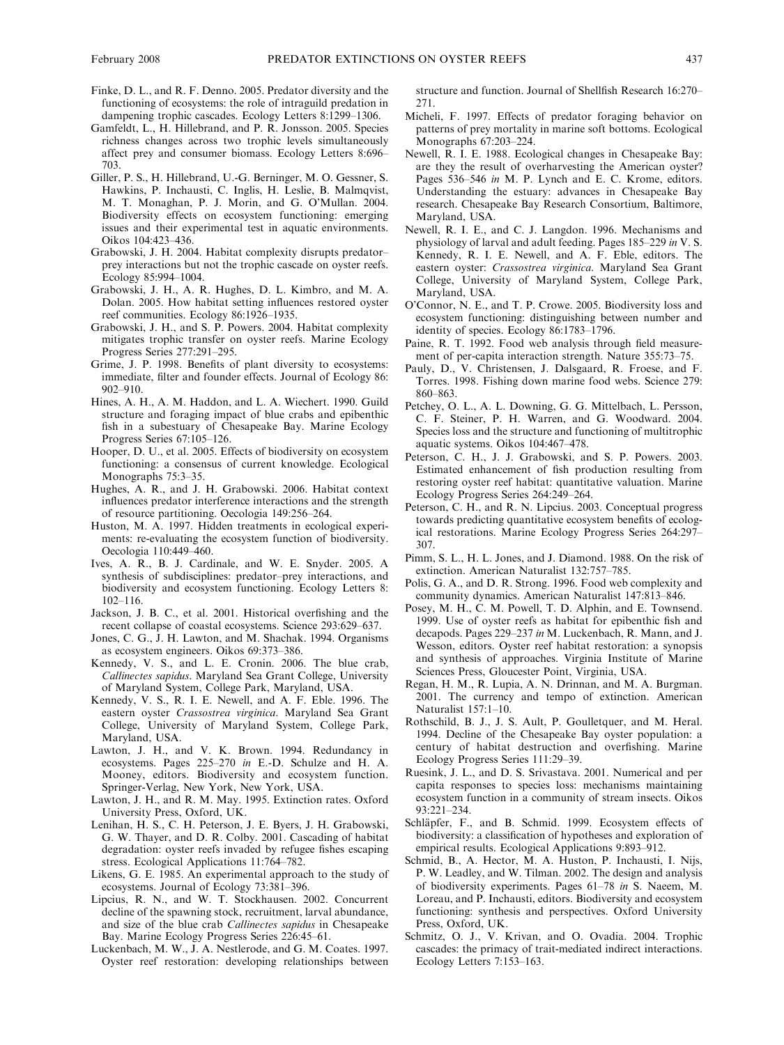Finke, D. L., and R. F. Denno. 2005. Predator diversity and the functioning of ecosystems: the role of intraguild predation in dampening trophic cascades. Ecology Letters 8:1299–1306.

Gamfeldt, L., H. Hillebrand, and P. R. Jonsson. 2005. Species richness changes across two trophic levels simultaneously affect prey and consumer biomass. Ecology Letters 8:696–703.

Giller, P. S., H. Hillebrand, U.-G. Berninger, M. O. Gessner, S. Hawkins, P. Inchausti, C. Inglis, H. Leslie, B. Malmqvist, M. T. Monaghan, P. J. Morin, and G. O'Mullan. 2004. Biodiversity effects on ecosystem functioning: emerging issues and their experimental test in aquatic environments. Oikos 104:423–436.

Grabowski, J. H. 2004. Habitat complexity disrupts predator–prey interactions but not the trophic cascade on oyster reefs. Ecology 85:994–1004.

Grabowski, J. H., A. R. Hughes, D. L. Kimbro, and M. A. Dolan. 2005. How habitat setting influences restored oyster reef communities. Ecology 86:1926–1935.

Grabowski, J. H., and S. P. Powers. 2004. Habitat complexity mitigates trophic transfer on oyster reefs. Marine Ecology Progress Series 277:291–295.

Grime, J. P. 1998. Benefits of plant diversity to ecosystems: immediate, filter and founder effects. Journal of Ecology 86: 902–910.

Hines, A. H., A. M. Haddon, and L. A. Wiechert. 1990. Guild structure and foraging impact of blue crabs and epibenthic fish in a subestuary of Chesapeake Bay. Marine Ecology Progress Series 67:105–126.

Hooper, D. U., et al. 2005. Effects of biodiversity on ecosystem functioning: a consensus of current knowledge. Ecological Monographs 75:3–35.

Hughes, A. R., and J. H. Grabowski. 2006. Habitat context influences predator interference interactions and the strength of resource partitioning. Oecologia 149:256–264.

Huston, M. A. 1997. Hidden treatments in ecological experiments: re-evaluating the ecosystem function of biodiversity. Oecologia 110:449–460.

Ives, A. R., B. J. Cardinale, and W. E. Snyder. 2005. A synthesis of subdisciplines: predator–prey interactions, and biodiversity and ecosystem functioning. Ecology Letters 8: 102–116.

Jackson, J. B. C., et al. 2001. Historical overfishing and the recent collapse of coastal ecosystems. Science 293:629–637.

Jones, C. G., J. H. Lawton, and M. Shachak. 1994. Organisms as ecosystem engineers. Oikos 69:373–386.

Kennedy, V. S., and L. E. Cronin. 2006. The blue crab, *Callinectes sapidus*. Maryland Sea Grant College, University of Maryland System, College Park, Maryland, USA.

Kennedy, V. S., R. I. E. Newell, and A. F. Eble. 1996. The eastern oyster *Crassostrea virginica*. Maryland Sea Grant College, University of Maryland System, College Park, Maryland, USA.

Lawton, J. H., and V. K. Brown. 1994. Redundancy in ecosystems. Pages 225–270 *in* E.-D. Schulze and H. A. Mooney, editors. Biodiversity and ecosystem function. Springer-Verlag, New York, New York, USA.

Lawton, J. H., and R. M. May. 1995. Extinction rates. Oxford University Press, Oxford, UK.

Lenihan, H. S., C. H. Peterson, J. E. Byers, J. H. Grabowski, G. W. Thayer, and D. R. Colby. 2001. Cascading of habitat degradation: oyster reefs invaded by refugee fishes escaping stress. Ecological Applications 11:764–782.

Likens, G. E. 1985. An experimental approach to the study of ecosystems. Journal of Ecology 73:381–396.

Lipcius, R. N., and W. T. Stockhausen. 2002. Concurrent decline of the spawning stock, recruitment, larval abundance, and size of the blue crab *Callinectes sapidus* in Chesapeake Bay. Marine Ecology Progress Series 226:45–61.

Luckenbach, M. W., J. A. Nestlerode, and G. M. Coates. 1997. Oyster reef restoration: developing relationships between structure and function. Journal of Shellfish Research 16:270–271.

Micheli, F. 1997. Effects of predator foraging behavior on patterns of prey mortality in marine soft bottoms. Ecological Monographs 67:203–224.

Newell, R. I. E. 1988. Ecological changes in Chesapeake Bay: are they the result of overharvesting the American oyster? Pages 536–546 *in* M. P. Lynch and E. C. Krome, editors. Understanding the estuary: advances in Chesapeake Bay research. Chesapeake Bay Research Consortium, Baltimore, Maryland, USA.

Newell, R. I. E., and C. J. Langdon. 1996. Mechanisms and physiology of larval and adult feeding. Pages 185–229 *in* V. S. Kennedy, R. I. E. Newell, and A. F. Eble, editors. The eastern oyster: *Crassostrea virginica*. Maryland Sea Grant College, University of Maryland System, College Park, Maryland, USA.

O'Connor, N. E., and T. P. Crowe. 2005. Biodiversity loss and ecosystem functioning: distinguishing between number and identity of species. Ecology 86:1783–1796.

Paine, R. T. 1992. Food web analysis through field measurement of per-capita interaction strength. Nature 355:73–75.

Pauly, D., V. Christensen, J. Dalsgaard, R. Froese, and F. Torres. 1998. Fishing down marine food webs. Science 279: 860–863.

Petchey, O. L., A. L. Downing, G. G. Mittelbach, L. Persson, C. F. Steiner, P. H. Warren, and G. Woodward. 2004. Species loss and the structure and functioning of multitrophic aquatic systems. Oikos 104:467–478.

Peterson, C. H., J. J. Grabowski, and S. P. Powers. 2003. Estimated enhancement of fish production resulting from restoring oyster reef habitat: quantitative valuation. Marine Ecology Progress Series 264:249–264.

Peterson, C. H., and R. N. Lipcius. 2003. Conceptual progress towards predicting quantitative ecosystem benefits of ecological restorations. Marine Ecology Progress Series 264:297–307.

Pimm, S. L., H. L. Jones, and J. Diamond. 1988. On the risk of extinction. American Naturalist 132:757–785.

Polis, G. A., and D. R. Strong. 1996. Food web complexity and community dynamics. American Naturalist 147:813–846.

Posey, M. H., C. M. Powell, T. D. Alphin, and E. Townsend. 1999. Use of oyster reefs as habitat for epibenthic fish and decapods. Pages 229–237 *in* M. Luckenbach, R. Mann, and J. Wesson, editors. Oyster reef habitat restoration: a synopsis and synthesis of approaches. Virginia Institute of Marine Sciences Press, Gloucester Point, Virginia, USA.

Regan, H. M., R. Lupia, A. N. Drinnan, and M. A. Burgman. 2001. The currency and tempo of extinction. American Naturalist 157:1–10.

Rothschild, B. J., J. S. Ault, P. Goulletquer, and M. Heral. 1994. Decline of the Chesapeake Bay oyster population: a century of habitat destruction and overfishing. Marine Ecology Progress Series 111:29–39.

Ruesink, J. L., and D. S. Srivastava. 2001. Numerical and per capita responses to species loss: mechanisms maintaining ecosystem function in a community of stream insects. Oikos 93:221–234.

Schläpfer, F., and B. Schmid. 1999. Ecosystem effects of biodiversity: a classification of hypotheses and exploration of empirical results. Ecological Applications 9:893–912.

Schmid, B., A. Hector, M. A. Huston, P. Inchausti, I. Nijs, P. W. Leadley, and W. Tilman. 2002. The design and analysis of biodiversity experiments. Pages 61–78 *in* S. Naeem, M. Loreau, and P. Inchausti, editors. Biodiversity and ecosystem functioning: synthesis and perspectives. Oxford University Press, Oxford, UK.

Schmitz, O. J., V. Krivan, and O. Ovadia. 2004. Trophic cascades: the primacy of trait-mediated indirect interactions. Ecology Letters 7:153–163.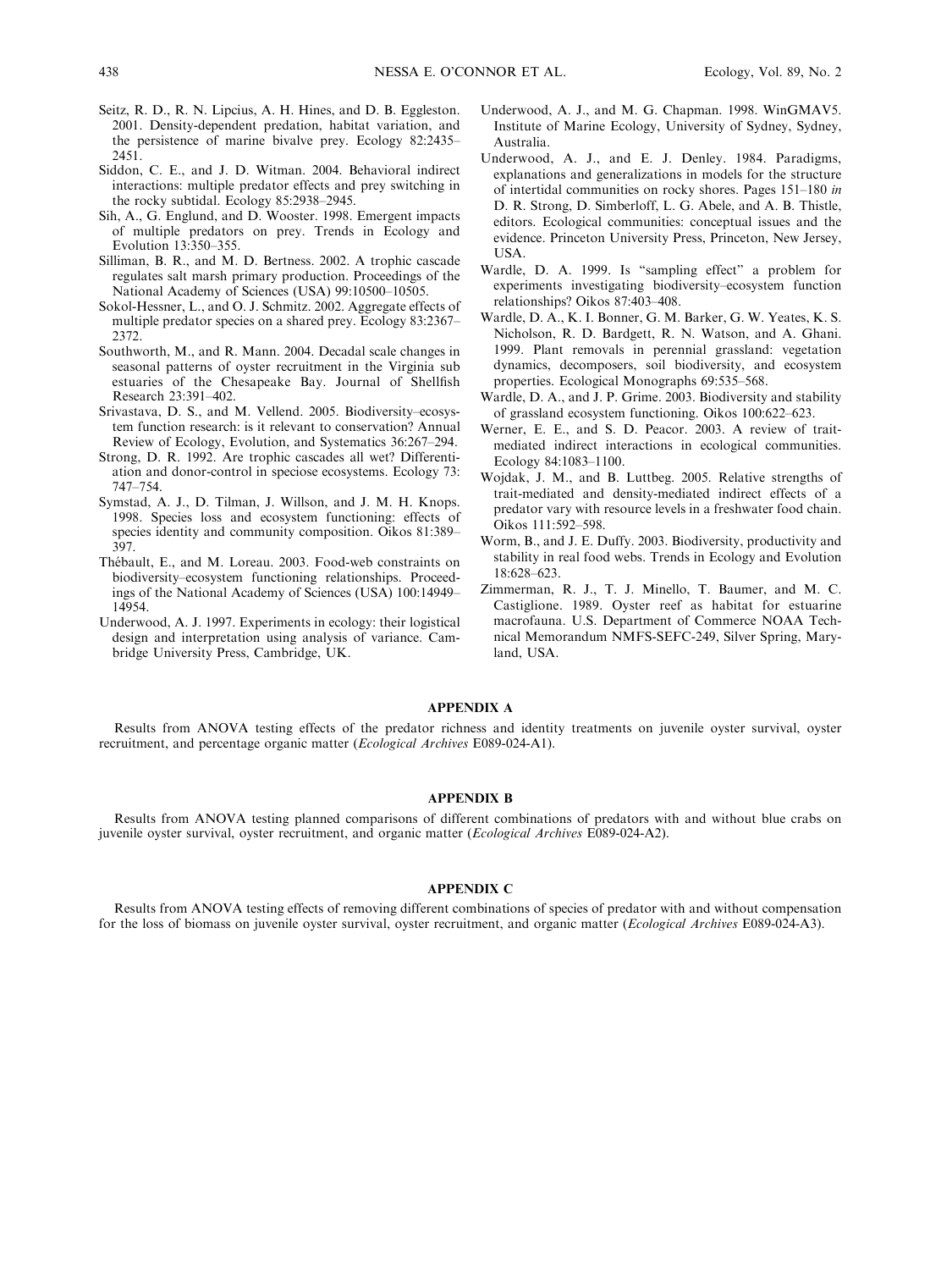Seitz, R. D., R. N. Lipcius, A. H. Hines, and D. B. Eggleston. 2001. Density-dependent predation, habitat variation, and the persistence of marine bivalve prey. Ecology 82:2435–2451.

Siddon, C. E., and J. D. Witman. 2004. Behavioral indirect interactions: multiple predator effects and prey switching in the rocky subtidal. Ecology 85:2938–2945.

Sih, A., G. Englund, and D. Wooster. 1998. Emergent impacts of multiple predators on prey. Trends in Ecology and Evolution 13:350–355.

Silliman, B. R., and M. D. Bertness. 2002. A trophic cascade regulates salt marsh primary production. Proceedings of the National Academy of Sciences (USA) 99:10500–10505.

Sokol-Hessner, L., and O. J. Schmitz. 2002. Aggregate effects of multiple predator species on a shared prey. Ecology 83:2367–2372.

Southworth, M., and R. Mann. 2004. Decadal scale changes in seasonal patterns of oyster recruitment in the Virginia sub estuaries of the Chesapeake Bay. Journal of Shellfish Research 23:391–402.

Srivastava, D. S., and M. Vellend. 2005. Biodiversity–ecosystem function research: is it relevant to conservation? Annual Review of Ecology, Evolution, and Systematics 36:267–294.

Strong, D. R. 1992. Are trophic cascades all wet? Differentiation and donor-control in speciose ecosystems. Ecology 73: 747–754.

Symstad, A. J., D. Tilman, J. Willson, and J. M. H. Knops. 1998. Species loss and ecosystem functioning: effects of species identity and community composition. Oikos 81:389–397.

Thébault, E., and M. Loreau. 2003. Food-web constraints on biodiversity–ecosystem functioning relationships. Proceedings of the National Academy of Sciences (USA) 100:14949–14954.

Underwood, A. J. 1997. Experiments in ecology: their logistical design and interpretation using analysis of variance. Cambridge University Press, Cambridge, UK.

Underwood, A. J., and M. G. Chapman. 1998. WinGMAV5. Institute of Marine Ecology, University of Sydney, Sydney, Australia.

Underwood, A. J., and E. J. Denley. 1984. Paradigms, explanations and generalizations in models for the structure of intertidal communities on rocky shores. Pages 151–180 *in* D. R. Strong, D. Simberloff, L. G. Abele, and A. B. Thistle, editors. Ecological communities: conceptual issues and the evidence. Princeton University Press, Princeton, New Jersey, USA.

Wardle, D. A. 1999. Is "sampling effect" a problem for experiments investigating biodiversity–ecosystem function relationships? Oikos 87:403–408.

Wardle, D. A., K. I. Bonner, G. M. Barker, G. W. Yeates, K. S. Nicholson, R. D. Bardgett, R. N. Watson, and A. Ghani. 1999. Plant removals in perennial grassland: vegetation dynamics, decomposers, soil biodiversity, and ecosystem properties. Ecological Monographs 69:535–568.

Wardle, D. A., and J. P. Grime. 2003. Biodiversity and stability of grassland ecosystem functioning. Oikos 100:622–623.

Werner, E. E., and S. D. Peacor. 2003. A review of trait-mediated indirect interactions in ecological communities. Ecology 84:1083–1100.

Wojdak, J. M., and B. Luttbeg. 2005. Relative strengths of trait-mediated and density-mediated indirect effects of a predator vary with resource levels in a freshwater food chain. Oikos 111:592–598.

Worm, B., and J. E. Duffy. 2003. Biodiversity, productivity and stability in real food webs. Trends in Ecology and Evolution 18:628–623.

Zimmerman, R. J., T. J. Minello, T. Baumer, and M. C. Castiglione. 1989. Oyster reef as habitat for estuarine macrofauna. U.S. Department of Commerce NOAA Technical Memorandum NMFS-SEFC-249, Silver Spring, Maryland, USA.

## APPENDIX A

Results from ANOVA testing effects of the predator richness and identity treatments on juvenile oyster survival, oyster recruitment, and percentage organic matter (*Ecological Archives* E089-024-A1).

## APPENDIX B

Results from ANOVA testing planned comparisons of different combinations of predators with and without blue crabs on juvenile oyster survival, oyster recruitment, and organic matter (*Ecological Archives* E089-024-A2).

## APPENDIX C

Results from ANOVA testing effects of removing different combinations of species of predator with and without compensation for the loss of biomass on juvenile oyster survival, oyster recruitment, and organic matter (*Ecological Archives* E089-024-A3).